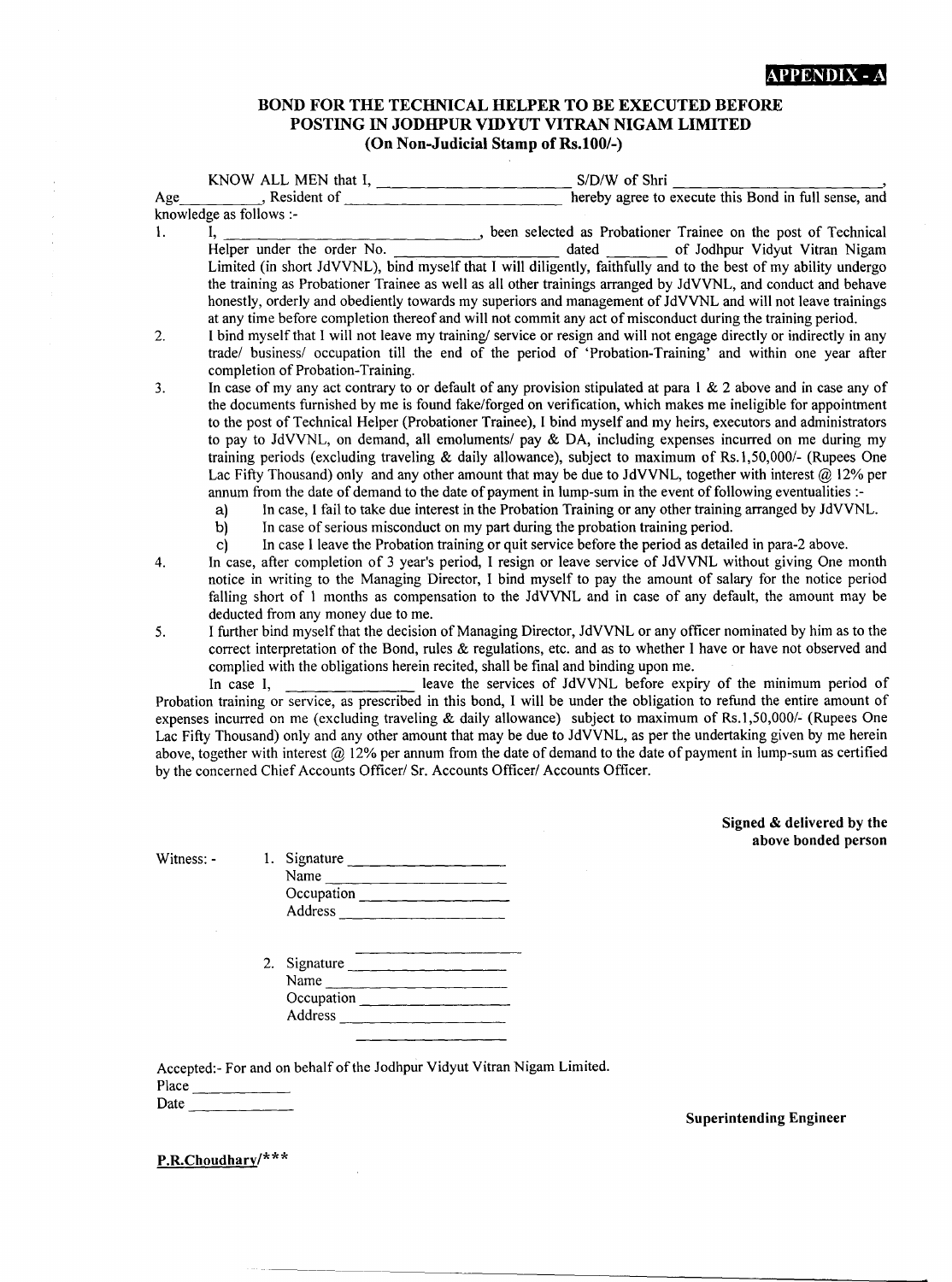**APPENDIX - A**

## BOND FOR THE TECHNICAL HELPER TO BE EXECUTED BEFORE POSTING IN JODHPUR VIDYUT VITRAN NIGAM LIMITED
### (On Non-Judicial Stamp of Rs.100/-)

KNOW ALL MEN that I, ______________________ S/D/W of Shri ________________________, Age__________, Resident of __________________________ hereby agree to execute this Bond in full sense, and knowledge as follows :-

1. I, _______________________________, been selected as Probationer Trainee on the post of Technical Helper under the order No. ___________________ dated _______ of Jodhpur Vidyut Vitran Nigam Limited (in short JdVVNL), bind myself that I will diligently, faithfully and to the best of my ability undergo the training as Probationer Trainee as well as all other trainings arranged by JdVVNL, and conduct and behave honestly, orderly and obediently towards my superiors and management of JdVVNL and will not leave trainings at any time before completion thereof and will not commit any act of misconduct during the training period.
2. I bind myself that I will not leave my training/ service or resign and will not engage directly or indirectly in any trade/ business/ occupation till the end of the period of 'Probation-Training' and within one year after completion of Probation-Training.
3. In case of my any act contrary to or default of any provision stipulated at para 1 & 2 above and in case any of the documents furnished by me is found fake/forged on verification, which makes me ineligible for appointment to the post of Technical Helper (Probationer Trainee), I bind myself and my heirs, executors and administrators to pay to JdVVNL, on demand, all emoluments/ pay & DA, including expenses incurred on me during my training periods (excluding traveling & daily allowance), subject to maximum of Rs.1,50,000/- (Rupees One Lac Fifty Thousand) only and any other amount that may be due to JdVVNL, together with interest @ 12% per annum from the date of demand to the date of payment in lump-sum in the event of following eventualities :-
   a) In case, I fail to take due interest in the Probation Training or any other training arranged by JdVVNL.
   b) In case of serious misconduct on my part during the probation training period.
   c) In case I leave the Probation training or quit service before the period as detailed in para-2 above.
4. In case, after completion of 3 year's period, I resign or leave service of JdVVNL without giving One month notice in writing to the Managing Director, I bind myself to pay the amount of salary for the notice period falling short of 1 months as compensation to the JdVVNL and in case of any default, the amount may be deducted from any money due to me.
5. I further bind myself that the decision of Managing Director, JdVVNL or any officer nominated by him as to the correct interpretation of the Bond, rules & regulations, etc. and as to whether I have or have not observed and complied with the obligations herein recited, shall be final and binding upon me.

In case I, _______________ leave the services of JdVVNL before expiry of the minimum period of Probation training or service, as prescribed in this bond, I will be under the obligation to refund the entire amount of expenses incurred on me (excluding traveling & daily allowance) subject to maximum of Rs.1,50,000/- (Rupees One Lac Fifty Thousand) only and any other amount that may be due to JdVVNL, as per the undertaking given by me herein above, together with interest @ 12% per annum from the date of demand to the date of payment in lump-sum as certified by the concerned Chief Accounts Officer/ Sr. Accounts Officer/ Accounts Officer.

**Signed & delivered by the above bonded person**

Witness: -

1. Signature ____________________
   Name ____________________
   Occupation ____________________
   Address ____________________

2. Signature ____________________
   Name ____________________
   Occupation ____________________
   Address ____________________

Accepted:- For and on behalf of the Jodhpur Vidyut Vitran Nigam Limited.

Place ____________

Date ____________

**Superintending Engineer**

**P.R.Choudhary/*****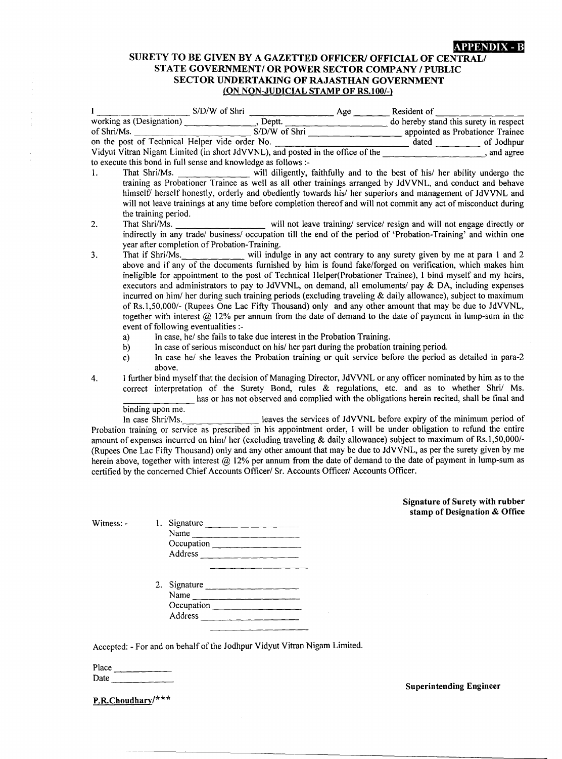**APPENDIX - B**

## SURETY TO BE GIVEN BY A GAZETTED OFFICER/ OFFICIAL OF CENTRAL/ STATE GOVERNMENT/ OR POWER SECTOR COMPANY / PUBLIC SECTOR UNDERTAKING OF RAJASTHAN GOVERNMENT

**(ON NON-JUDICIAL STAMP OF RS.100/-)**

I \_\_\_\_\_\_\_\_\_\_\_\_\_\_\_\_\_\_ S/D/W of Shri \_\_\_\_\_\_\_\_\_\_\_\_\_\_\_\_\_\_ Age \_\_\_\_\_\_\_ Resident of \_\_\_\_\_\_\_\_\_\_\_\_\_\_\_\_\_\_ working as (Designation) \_\_\_\_\_\_\_\_\_\_\_\_\_\_\_, Deptt. \_\_\_\_\_\_\_\_\_\_\_\_\_\_\_\_\_\_\_\_ do hereby stand this surety in respect of Shri/Ms. \_\_\_\_\_\_\_\_\_\_\_\_\_\_\_\_\_\_\_\_\_\_\_ S/D/W of Shri \_\_\_\_\_\_\_\_\_\_\_\_\_\_\_\_\_\_\_\_ appointed as Probationer Trainee on the post of Technical Helper vide order No. \_\_\_\_\_\_\_\_\_\_\_\_\_\_\_\_\_\_\_\_\_\_\_\_ dated \_\_\_\_\_\_\_\_ of Jodhpur Vidyut Vitran Nigam Limited (in short JdVVNL), and posted in the office of the \_\_\_\_\_\_\_\_\_\_\_\_\_\_\_\_\_\_\_\_\_, and agree to execute this bond in full sense and knowledge as follows :-

1. That Shri/Ms. \_\_\_\_\_\_\_\_\_\_\_\_\_\_ will diligently, faithfully and to the best of his/ her ability undergo the training as Probationer Trainee as well as all other trainings arranged by JdVVNL, and conduct and behave himself/ herself honestly, orderly and obediently towards his/ her superiors and management of JdVVNL and will not leave trainings at any time before completion thereof and will not commit any act of misconduct during the training period.
2. That Shri/Ms. \_\_\_\_\_\_\_\_\_\_\_\_\_\_\_\_\_\_ will not leave training/ service/ resign and will not engage directly or indirectly in any trade/ business/ occupation till the end of the period of 'Probation-Training' and within one year after completion of Probation-Training.
3. That if Shri/Ms.\_\_\_\_\_\_\_\_\_\_\_\_\_ will indulge in any act contrary to any surety given by me at para 1 and 2 above and if any of the documents furnished by him is found fake/forged on verification, which makes him ineligible for appointment to the post of Technical Helper(Probationer Trainee), I bind myself and my heirs, executors and administrators to pay to JdVVNL, on demand, all emoluments/ pay & DA, including expenses incurred on him/ her during such training periods (excluding traveling & daily allowance), subject to maximum of Rs.1,50,000/- (Rupees One Lac Fifty Thousand) only and any other amount that may be due to JdVVNL, together with interest @ 12% per annum from the date of demand to the date of payment in lump-sum in the event of following eventualities :-
    a) In case, he/ she fails to take due interest in the Probation Training.
    b) In case of serious misconduct on his/ her part during the probation training period.
    c) In case he/ she leaves the Probation training or quit service before the period as detailed in para-2 above.
4. I further bind myself that the decision of Managing Director, JdVVNL or any officer nominated by him as to the correct interpretation of the Surety Bond, rules & regulations, etc. and as to whether Shri/ Ms. \_\_\_\_\_\_\_\_\_\_\_\_\_\_ has or has not observed and complied with the obligations herein recited, shall be final and binding upon me.

In case Shri/Ms.\_\_\_\_\_\_\_\_\_\_\_\_\_\_\_\_ leaves the services of JdVVNL before expiry of the minimum period of Probation training or service as prescribed in his appointment order, I will be under obligation to refund the entire amount of expenses incurred on him/ her (excluding traveling & daily allowance) subject to maximum of Rs.1,50,000/- (Rupees One Lac Fifty Thousand) only and any other amount that may be due to JdVVNL, as per the surety given by me herein above, together with interest @ 12% per annum from the date of demand to the date of payment in lump-sum as certified by the concerned Chief Accounts Officer/ Sr. Accounts Officer/ Accounts Officer.

**Signature of Surety with rubber stamp of Designation & Office**

Witness: -

1. Signature \_\_\_\_\_\_\_\_\_\_\_\_\_\_\_\_\_\_
   Name \_\_\_\_\_\_\_\_\_\_\_\_\_\_\_\_\_\_
   Occupation \_\_\_\_\_\_\_\_\_\_\_\_\_\_\_\_\_\_
   Address \_\_\_\_\_\_\_\_\_\_\_\_\_\_\_\_\_\_
   \_\_\_\_\_\_\_\_\_\_\_\_\_\_\_\_\_\_

2. Signature \_\_\_\_\_\_\_\_\_\_\_\_\_\_\_\_\_\_
   Name \_\_\_\_\_\_\_\_\_\_\_\_\_\_\_\_\_\_
   Occupation \_\_\_\_\_\_\_\_\_\_\_\_\_\_\_\_\_\_
   Address \_\_\_\_\_\_\_\_\_\_\_\_\_\_\_\_\_\_
   \_\_\_\_\_\_\_\_\_\_\_\_\_\_\_\_\_\_

Accepted: - For and on behalf of the Jodhpur Vidyut Vitran Nigam Limited.

Place \_\_\_\_\_\_\_\_\_\_\_\_

Date \_\_\_\_\_\_\_\_\_\_\_\_

**Superintending Engineer**

**P.R.Choudhary/*****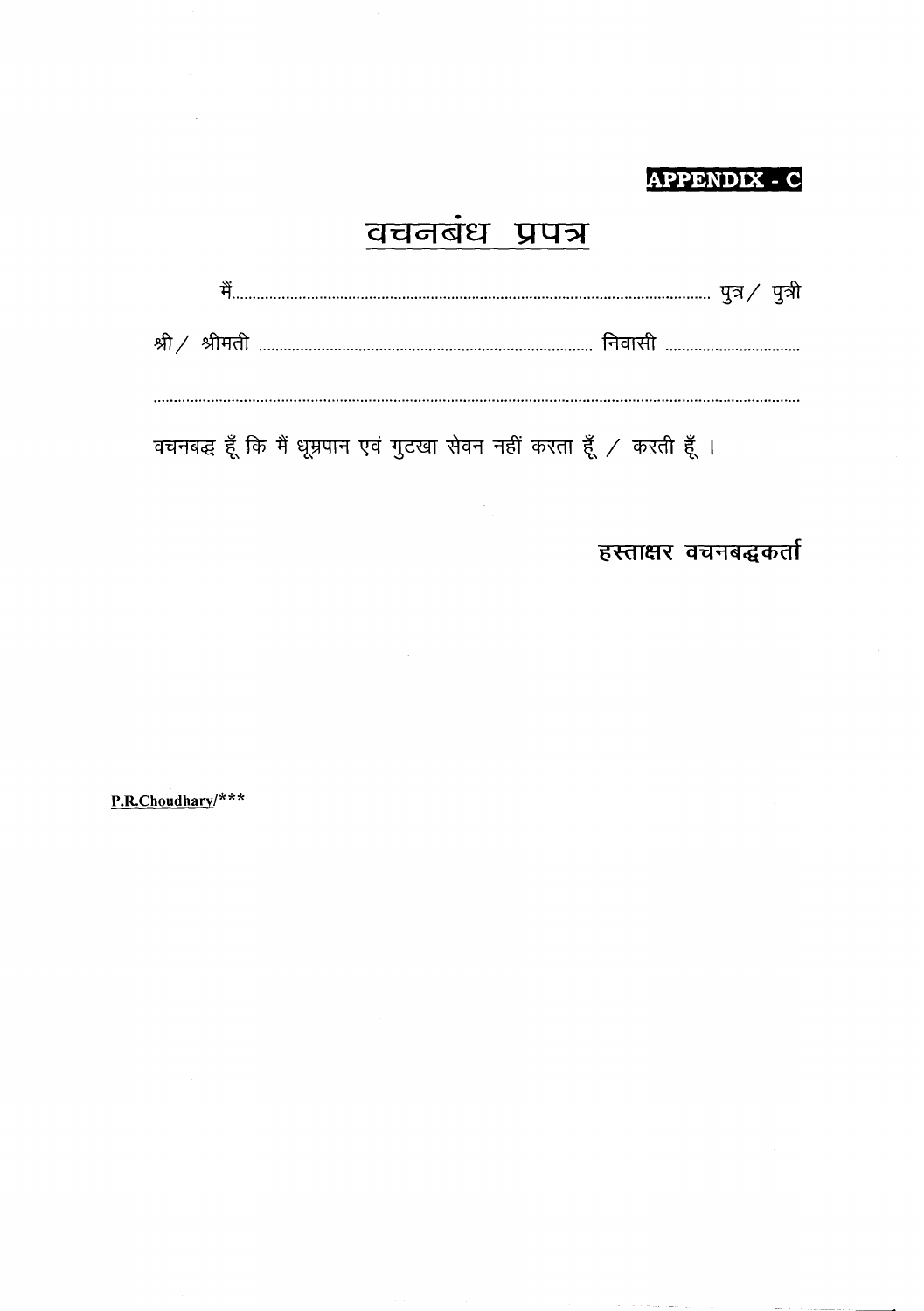**APPENDIX - C**

# <u>वचनबंध प्रपत्र</u>

मैं............................................................................................................ पुत्र/ पुत्री

श्री/ श्रीमती .............................................................................. निवासी ...............................

...........................................................................................................................................

वचनबद्ध हूँ कि मैं धूम्रपान एवं गुटखा सेवन नहीं करता हूँ / करती हूँ ।

**हस्ताक्षर वचनबद्धकर्ता**

**<u>P.R.Choudhary</u>/\*\*\***